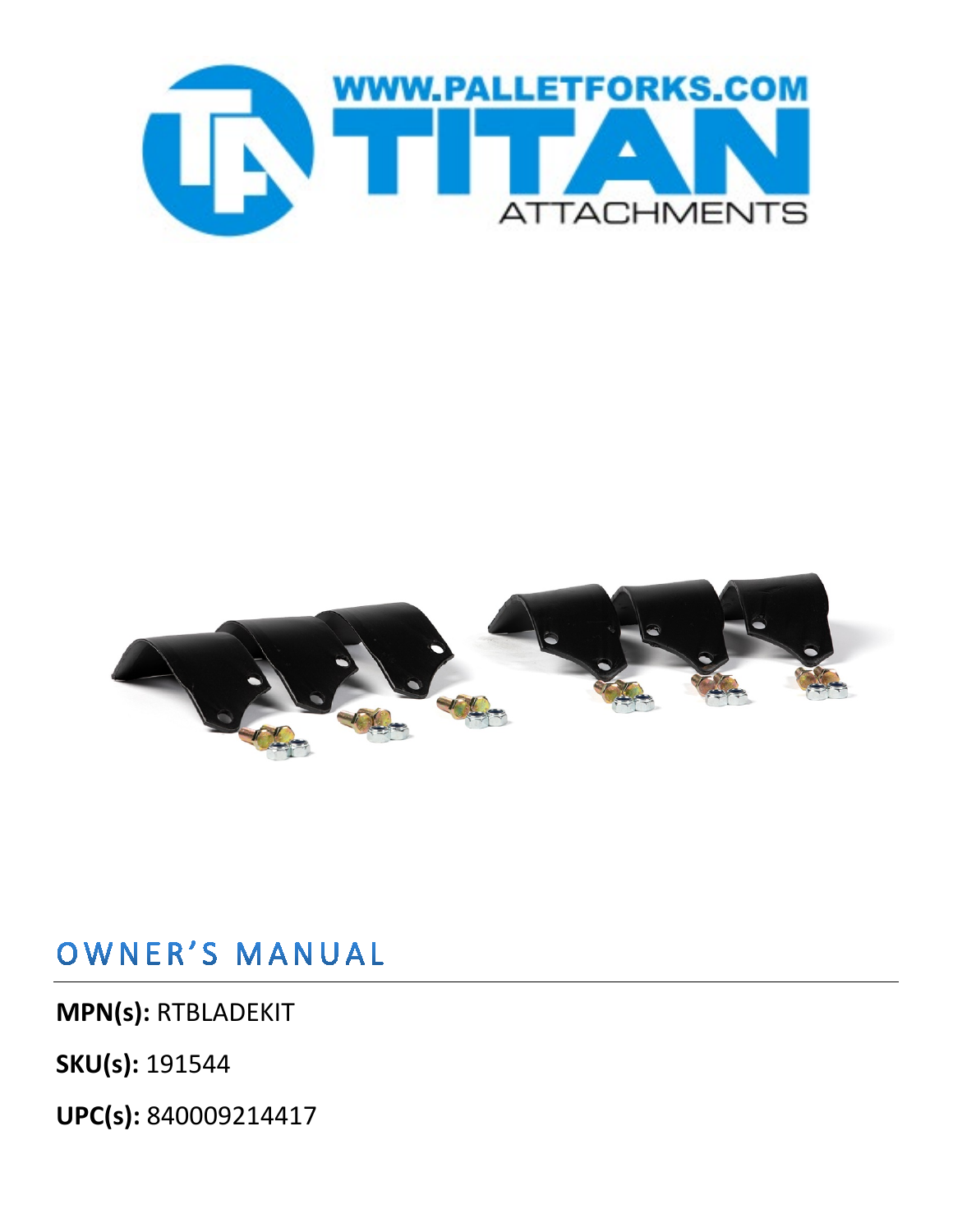WWW.PALLETFORKS.COM

TITAN ATTACHMENTS

# OWNER'S MANUAL

**MPN(s):** RTBLADEKIT

**SKU(s):** 191544

**UPC(s):** 840009214417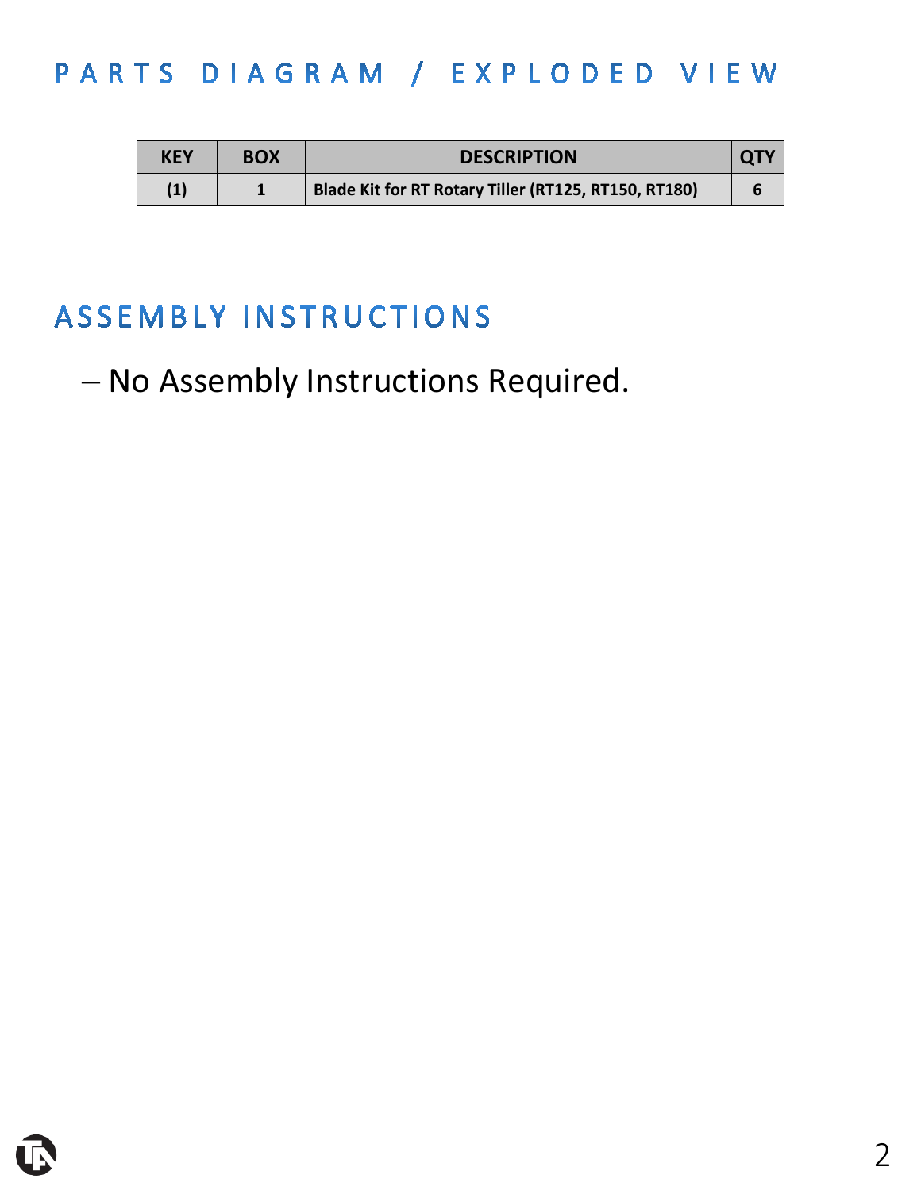## PARTS DIAGRAM / EXPLODED VIEW

| KEY | BOX | DESCRIPTION | QTY |
|---|---|---|---|
| (1) | 1 | Blade Kit for RT Rotary Tiller (RT125, RT150, RT180) | 6 |

## ASSEMBLY INSTRUCTIONS

- No Assembly Instructions Required.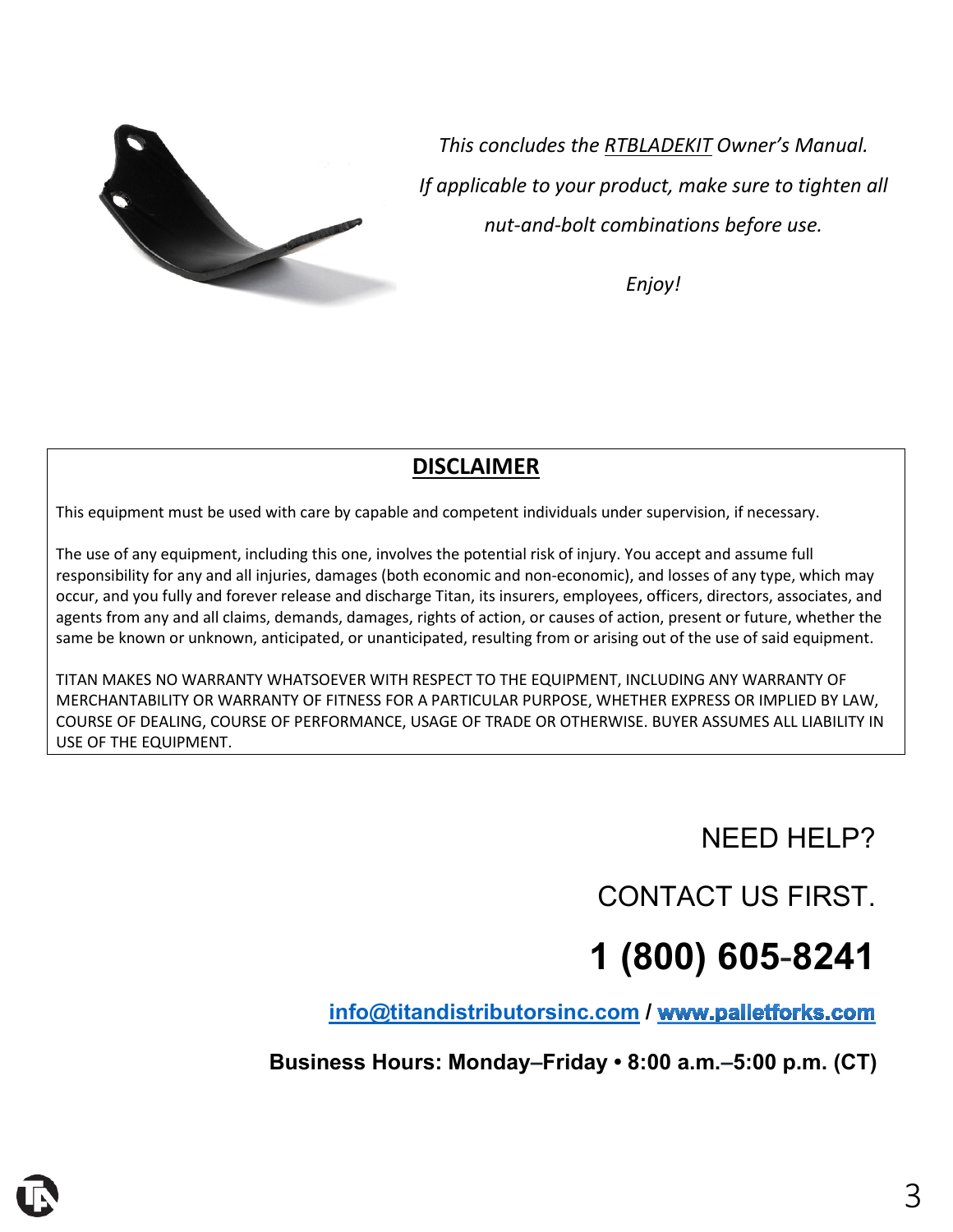*This concludes the RTBLADEKIT Owner's Manual.*

*If applicable to your product, make sure to tighten all nut-and-bolt combinations before use.*

*Enjoy!*

## DISCLAIMER

This equipment must be used with care by capable and competent individuals under supervision, if necessary.

The use of any equipment, including this one, involves the potential risk of injury. You accept and assume full responsibility for any and all injuries, damages (both economic and non-economic), and losses of any type, which may occur, and you fully and forever release and discharge Titan, its insurers, employees, officers, directors, associates, and agents from any and all claims, demands, damages, rights of action, or causes of action, present or future, whether the same be known or unknown, anticipated, or unanticipated, resulting from or arising out of the use of said equipment.

TITAN MAKES NO WARRANTY WHATSOEVER WITH RESPECT TO THE EQUIPMENT, INCLUDING ANY WARRANTY OF MERCHANTABILITY OR WARRANTY OF FITNESS FOR A PARTICULAR PURPOSE, WHETHER EXPRESS OR IMPLIED BY LAW, COURSE OF DEALING, COURSE OF PERFORMANCE, USAGE OF TRADE OR OTHERWISE. BUYER ASSUMES ALL LIABILITY IN USE OF THE EQUIPMENT.

NEED HELP?

CONTACT US FIRST.

**1 (800) 605-8241**

**info@titandistributorsinc.com / www.palletforks.com**

**Business Hours: Monday–Friday • 8:00 a.m.–5:00 p.m. (CT)**